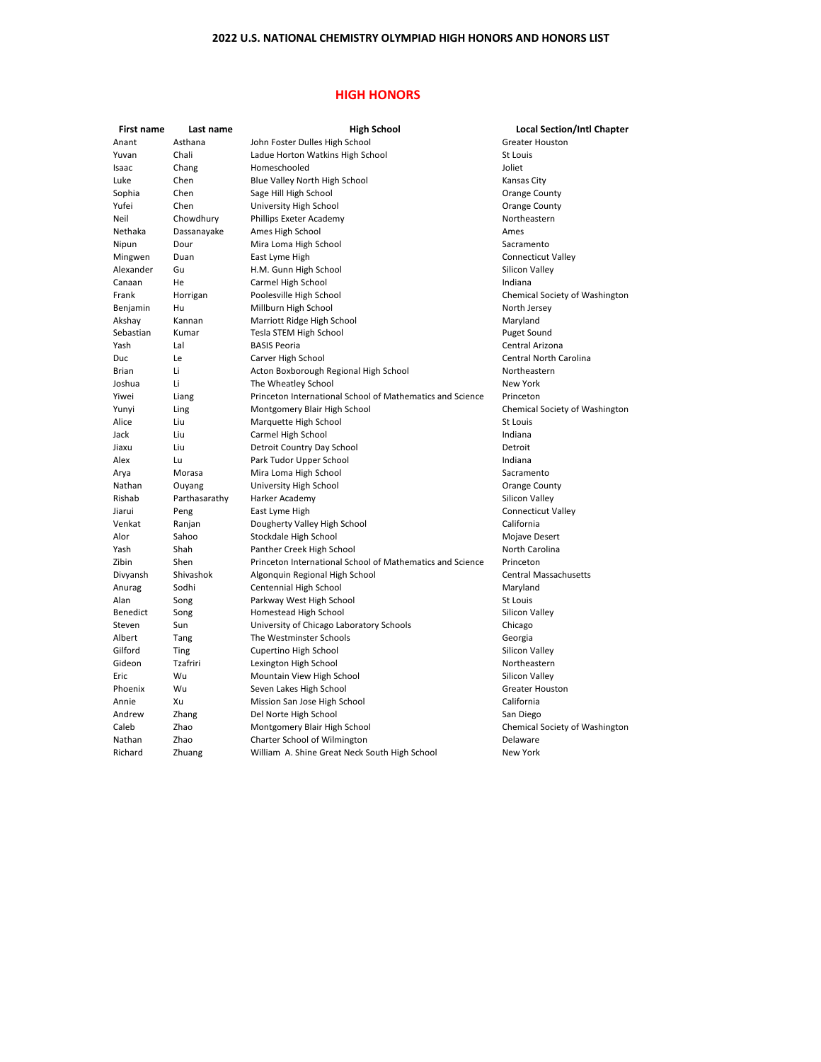# 2022 U.S. NATIONAL CHEMISTRY OLYMPIAD HIGH HONORS AND HONORS LIST

## HIGH HONORS

| First name | Last name | High School | Local Section/Intl Chapter |
|---|---|---|---|
| Anant | Asthana | John Foster Dulles High School | Greater Houston |
| Yuvan | Chali | Ladue Horton Watkins High School | St Louis |
| Isaac | Chang | Homeschooled | Joliet |
| Luke | Chen | Blue Valley North High School | Kansas City |
| Sophia | Chen | Sage Hill High School | Orange County |
| Yufei | Chen | University High School | Orange County |
| Neil | Chowdhury | Phillips Exeter Academy | Northeastern |
| Nethaka | Dassanayake | Ames High School | Ames |
| Nipun | Dour | Mira Loma High School | Sacramento |
| Mingwen | Duan | East Lyme High | Connecticut Valley |
| Alexander | Gu | H.M. Gunn High School | Silicon Valley |
| Canaan | He | Carmel High School | Indiana |
| Frank | Horrigan | Poolesville High School | Chemical Society of Washington |
| Benjamin | Hu | Millburn High School | North Jersey |
| Akshay | Kannan | Marriott Ridge High School | Maryland |
| Sebastian | Kumar | Tesla STEM High School | Puget Sound |
| Yash | Lal | BASIS Peoria | Central Arizona |
| Duc | Le | Carver High School | Central North Carolina |
| Brian | Li | Acton Boxborough Regional High School | Northeastern |
| Joshua | Li | The Wheatley School | New York |
| Yiwei | Liang | Princeton International School of Mathematics and Science | Princeton |
| Yunyi | Ling | Montgomery Blair High School | Chemical Society of Washington |
| Alice | Liu | Marquette High School | St Louis |
| Jack | Liu | Carmel High School | Indiana |
| Jiaxu | Liu | Detroit Country Day School | Detroit |
| Alex | Lu | Park Tudor Upper School | Indiana |
| Arya | Morasa | Mira Loma High School | Sacramento |
| Nathan | Ouyang | University High School | Orange County |
| Rishab | Parthasarathy | Harker Academy | Silicon Valley |
| Jiarui | Peng | East Lyme High | Connecticut Valley |
| Venkat | Ranjan | Dougherty Valley High School | California |
| Alor | Sahoo | Stockdale High School | Mojave Desert |
| Yash | Shah | Panther Creek High School | North Carolina |
| Zibin | Shen | Princeton International School of Mathematics and Science | Princeton |
| Divyansh | Shivashok | Algonquin Regional High School | Central Massachusetts |
| Anurag | Sodhi | Centennial High School | Maryland |
| Alan | Song | Parkway West High School | St Louis |
| Benedict | Song | Homestead High School | Silicon Valley |
| Steven | Sun | University of Chicago Laboratory Schools | Chicago |
| Albert | Tang | The Westminster Schools | Georgia |
| Gilford | Ting | Cupertino High School | Silicon Valley |
| Gideon | Tzafriri | Lexington High School | Northeastern |
| Eric | Wu | Mountain View High School | Silicon Valley |
| Phoenix | Wu | Seven Lakes High School | Greater Houston |
| Annie | Xu | Mission San Jose High School | California |
| Andrew | Zhang | Del Norte High School | San Diego |
| Caleb | Zhao | Montgomery Blair High School | Chemical Society of Washington |
| Nathan | Zhao | Charter School of Wilmington | Delaware |
| Richard | Zhuang | William A. Shine Great Neck South High School | New York |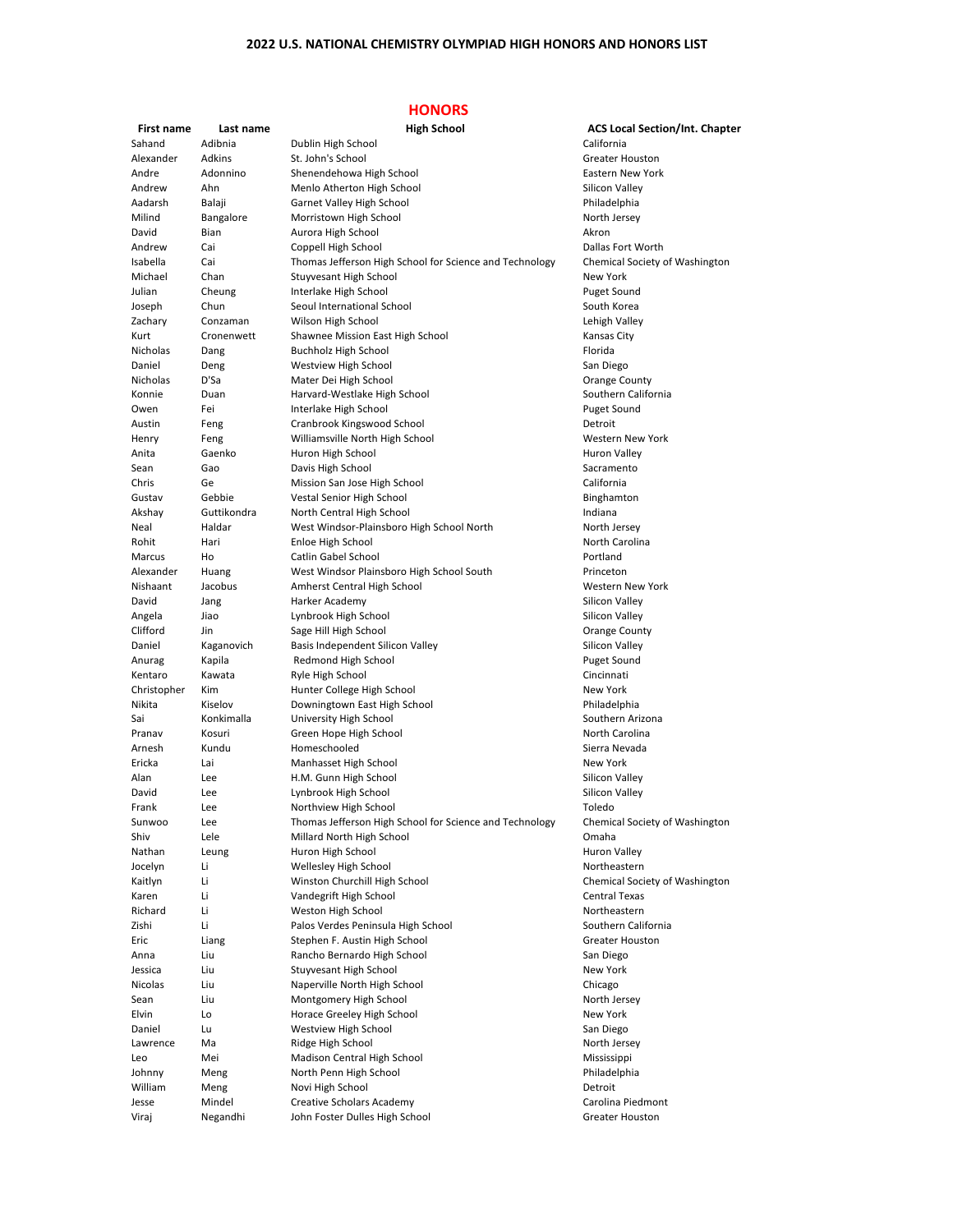## 2022 U.S. NATIONAL CHEMISTRY OLYMPIAD HIGH HONORS AND HONORS LIST

### HONORS

| First name | Last name | High School | ACS Local Section/Int. Chapter |
|---|---|---|---|
| Sahand | Adibnia | Dublin High School | California |
| Alexander | Adkins | St. John's School | Greater Houston |
| Andre | Adonnino | Shenendehowa High School | Eastern New York |
| Andrew | Ahn | Menlo Atherton High School | Silicon Valley |
| Aadarsh | Balaji | Garnet Valley High School | Philadelphia |
| Milind | Bangalore | Morristown High School | North Jersey |
| David | Bian | Aurora High School | Akron |
| Andrew | Cai | Coppell High School | Dallas Fort Worth |
| Isabella | Cai | Thomas Jefferson High School for Science and Technology | Chemical Society of Washington |
| Michael | Chan | Stuyvesant High School | New York |
| Julian | Cheung | Interlake High School | Puget Sound |
| Joseph | Chun | Seoul International School | South Korea |
| Zachary | Conzaman | Wilson High School | Lehigh Valley |
| Kurt | Cronenwett | Shawnee Mission East High School | Kansas City |
| Nicholas | Dang | Buchholz High School | Florida |
| Daniel | Deng | Westview High School | San Diego |
| Nicholas | D'Sa | Mater Dei High School | Orange County |
| Konnie | Duan | Harvard-Westlake High School | Southern California |
| Owen | Fei | Interlake High School | Puget Sound |
| Austin | Feng | Cranbrook Kingswood School | Detroit |
| Henry | Feng | Williamsville North High School | Western New York |
| Anita | Gaenko | Huron High School | Huron Valley |
| Sean | Gao | Davis High School | Sacramento |
| Chris | Ge | Mission San Jose High School | California |
| Gustav | Gebbie | Vestal Senior High School | Binghamton |
| Akshay | Guttikondra | North Central High School | Indiana |
| Neal | Haldar | West Windsor-Plainsboro High School North | North Jersey |
| Rohit | Hari | Enloe High School | North Carolina |
| Marcus | Ho | Catlin Gabel School | Portland |
| Alexander | Huang | West Windsor Plainsboro High School South | Princeton |
| Nishaant | Jacobus | Amherst Central High School | Western New York |
| David | Jang | Harker Academy | Silicon Valley |
| Angela | Jiao | Lynbrook High School | Silicon Valley |
| Clifford | Jin | Sage Hill High School | Orange County |
| Daniel | Kaganovich | Basis Independent Silicon Valley | Silicon Valley |
| Anurag | Kapila | Redmond High School | Puget Sound |
| Kentaro | Kawata | Ryle High School | Cincinnati |
| Christopher | Kim | Hunter College High School | New York |
| Nikita | Kiselov | Downingtown East High School | Philadelphia |
| Sai | Konkimalla | University High School | Southern Arizona |
| Pranav | Kosuri | Green Hope High School | North Carolina |
| Arnesh | Kundu | Homeschooled | Sierra Nevada |
| Ericka | Lai | Manhasset High School | New York |
| Alan | Lee | H.M. Gunn High School | Silicon Valley |
| David | Lee | Lynbrook High School | Silicon Valley |
| Frank | Lee | Northview High School | Toledo |
| Sunwoo | Lee | Thomas Jefferson High School for Science and Technology | Chemical Society of Washington |
| Shiv | Lele | Millard North High School | Omaha |
| Nathan | Leung | Huron High School | Huron Valley |
| Jocelyn | Li | Wellesley High School | Northeastern |
| Kaitlyn | Li | Winston Churchill High School | Chemical Society of Washington |
| Karen | Li | Vandegrift High School | Central Texas |
| Richard | Li | Weston High School | Northeastern |
| Zishi | Li | Palos Verdes Peninsula High School | Southern California |
| Eric | Liang | Stephen F. Austin High School | Greater Houston |
| Anna | Liu | Rancho Bernardo High School | San Diego |
| Jessica | Liu | Stuyvesant High School | New York |
| Nicolas | Liu | Naperville North High School | Chicago |
| Sean | Liu | Montgomery High School | North Jersey |
| Elvin | Lo | Horace Greeley High School | New York |
| Daniel | Lu | Westview High School | San Diego |
| Lawrence | Ma | Ridge High School | North Jersey |
| Leo | Mei | Madison Central High School | Mississippi |
| Johnny | Meng | North Penn High School | Philadelphia |
| William | Meng | Novi High School | Detroit |
| Jesse | Mindel | Creative Scholars Academy | Carolina Piedmont |
| Viraj | Negandhi | John Foster Dulles High School | Greater Houston |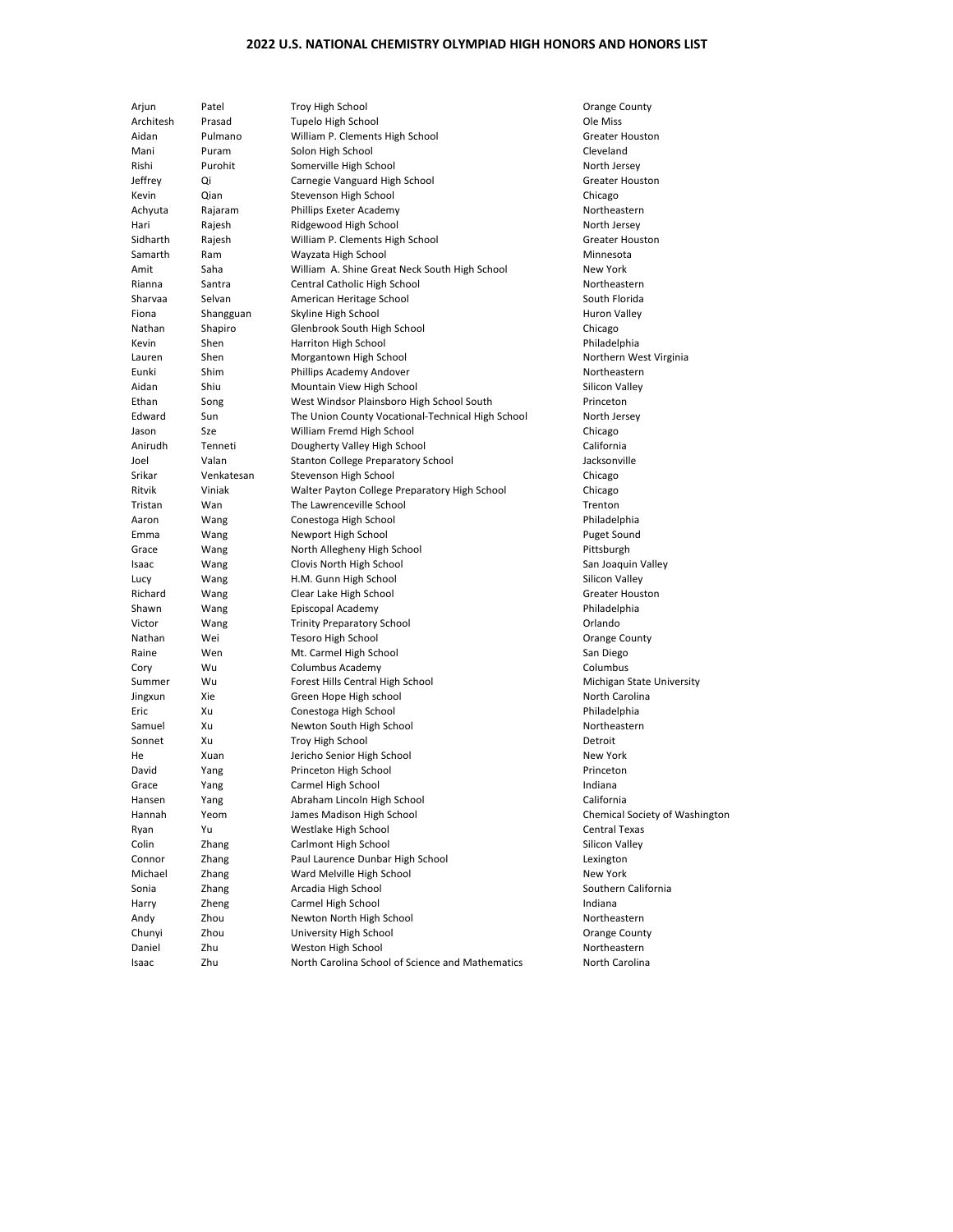## 2022 U.S. NATIONAL CHEMISTRY OLYMPIAD HIGH HONORS AND HONORS LIST

| | | | |
|---|---|---|---|
| Arjun | Patel | Troy High School | Orange County |
| Architesh | Prasad | Tupelo High School | Ole Miss |
| Aidan | Pulmano | William P. Clements High School | Greater Houston |
| Mani | Puram | Solon High School | Cleveland |
| Rishi | Purohit | Somerville High School | North Jersey |
| Jeffrey | Qi | Carnegie Vanguard High School | Greater Houston |
| Kevin | Qian | Stevenson High School | Chicago |
| Achyuta | Rajaram | Phillips Exeter Academy | Northeastern |
| Hari | Rajesh | Ridgewood High School | North Jersey |
| Sidharth | Rajesh | William P. Clements High School | Greater Houston |
| Samarth | Ram | Wayzata High School | Minnesota |
| Amit | Saha | William A. Shine Great Neck South High School | New York |
| Rianna | Santra | Central Catholic High School | Northeastern |
| Sharvaa | Selvan | American Heritage School | South Florida |
| Fiona | Shangguan | Skyline High School | Huron Valley |
| Nathan | Shapiro | Glenbrook South High School | Chicago |
| Kevin | Shen | Harriton High School | Philadelphia |
| Lauren | Shen | Morgantown High School | Northern West Virginia |
| Eunki | Shim | Phillips Academy Andover | Northeastern |
| Aidan | Shiu | Mountain View High School | Silicon Valley |
| Ethan | Song | West Windsor Plainsboro High School South | Princeton |
| Edward | Sun | The Union County Vocational-Technical High School | North Jersey |
| Jason | Sze | William Fremd High School | Chicago |
| Anirudh | Tenneti | Dougherty Valley High School | California |
| Joel | Valan | Stanton College Preparatory School | Jacksonville |
| Srikar | Venkatesan | Stevenson High School | Chicago |
| Ritvik | Viniak | Walter Payton College Preparatory High School | Chicago |
| Tristan | Wan | The Lawrenceville School | Trenton |
| Aaron | Wang | Conestoga High School | Philadelphia |
| Emma | Wang | Newport High School | Puget Sound |
| Grace | Wang | North Allegheny High School | Pittsburgh |
| Isaac | Wang | Clovis North High School | San Joaquin Valley |
| Lucy | Wang | H.M. Gunn High School | Silicon Valley |
| Richard | Wang | Clear Lake High School | Greater Houston |
| Shawn | Wang | Episcopal Academy | Philadelphia |
| Victor | Wang | Trinity Preparatory School | Orlando |
| Nathan | Wei | Tesoro High School | Orange County |
| Raine | Wen | Mt. Carmel High School | San Diego |
| Cory | Wu | Columbus Academy | Columbus |
| Summer | Wu | Forest Hills Central High School | Michigan State University |
| Jingxun | Xie | Green Hope High school | North Carolina |
| Eric | Xu | Conestoga High School | Philadelphia |
| Samuel | Xu | Newton South High School | Northeastern |
| Sonnet | Xu | Troy High School | Detroit |
| He | Xuan | Jericho Senior High School | New York |
| David | Yang | Princeton High School | Princeton |
| Grace | Yang | Carmel High School | Indiana |
| Hansen | Yang | Abraham Lincoln High School | California |
| Hannah | Yeom | James Madison High School | Chemical Society of Washington |
| Ryan | Yu | Westlake High School | Central Texas |
| Colin | Zhang | Carlmont High School | Silicon Valley |
| Connor | Zhang | Paul Laurence Dunbar High School | Lexington |
| Michael | Zhang | Ward Melville High School | New York |
| Sonia | Zhang | Arcadia High School | Southern California |
| Harry | Zheng | Carmel High School | Indiana |
| Andy | Zhou | Newton North High School | Northeastern |
| Chunyi | Zhou | University High School | Orange County |
| Daniel | Zhu | Weston High School | Northeastern |
| Isaac | Zhu | North Carolina School of Science and Mathematics | North Carolina |